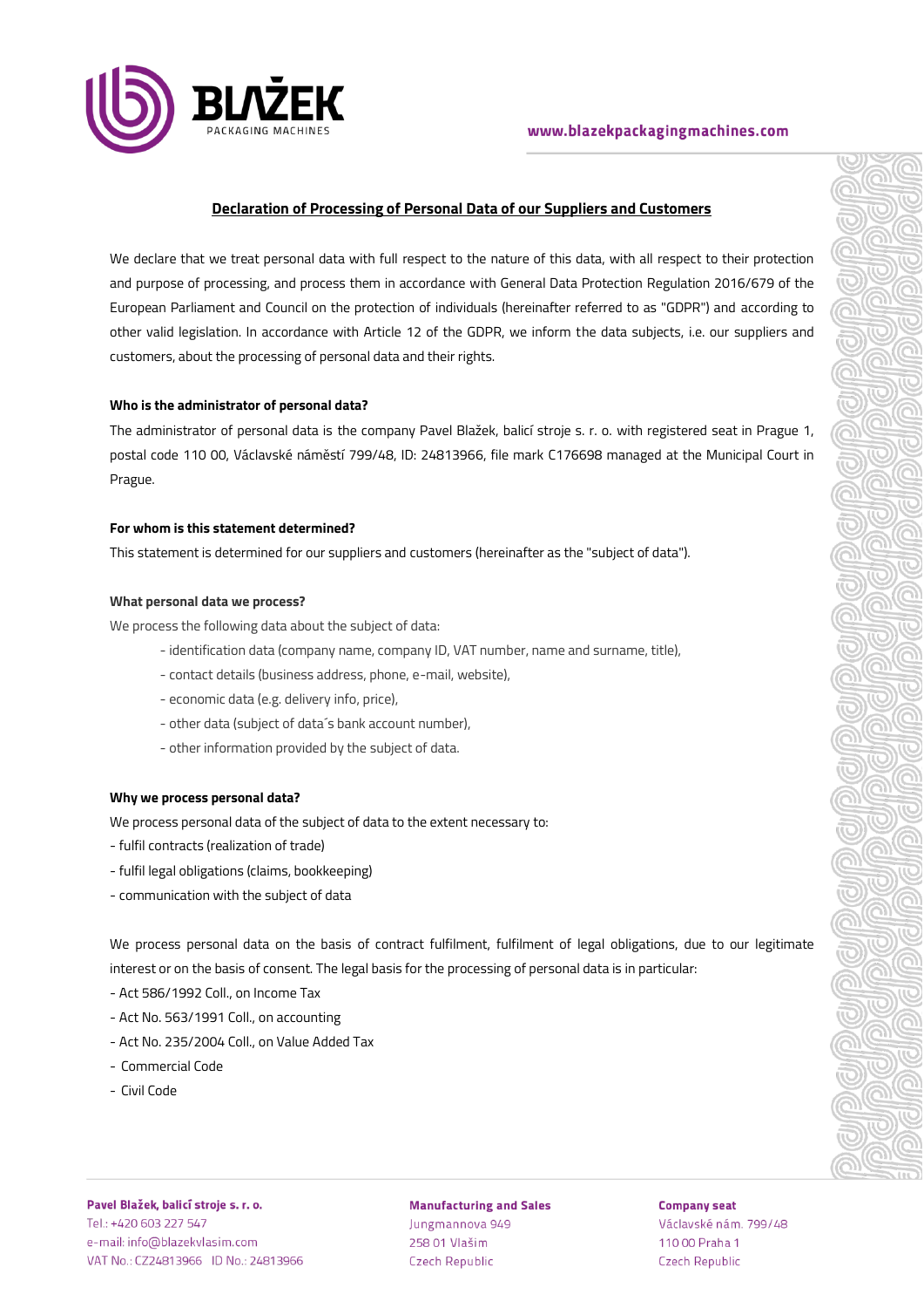# Declaration of Processing of Personal Data of our Suppliers and Customers

We declare that we treat personal data with full respect to the nature of this data, with all respect to their protection and purpose of processing, and process them in accordance with General Data Protection Regulation 2016/679 of the European Parliament and Council on the protection of individuals (hereinafter referred to as "GDPR") and according to other valid legislation. In accordance with Article 12 of the GDPR, we inform the data subjects, i.e. our suppliers and customers, about the processing of personal data and their rights.

**Who is the administrator of personal data?**

The administrator of personal data is the company Pavel Blažek, balicí stroje s. r. o. with registered seat in Prague 1, postal code 110 00, Václavské náměstí 799/48, ID: 24813966, file mark C176698 managed at the Municipal Court in Prague.

**For whom is this statement determined?**

This statement is determined for our suppliers and customers (hereinafter as the "subject of data").

**What personal data we process?**

We process the following data about the subject of data:

- identification data (company name, company ID, VAT number, name and surname, title),
- contact details (business address, phone, e-mail, website),
- economic data (e.g. delivery info, price),
- other data (subject of data´s bank account number),
- other information provided by the subject of data.

**Why we process personal data?**

We process personal data of the subject of data to the extent necessary to:

- fulfil contracts (realization of trade)
- fulfil legal obligations (claims, bookkeeping)
- communication with the subject of data

We process personal data on the basis of contract fulfilment, fulfilment of legal obligations, due to our legitimate interest or on the basis of consent. The legal basis for the processing of personal data is in particular:

- Act 586/1992 Coll., on Income Tax
- Act No. 563/1991 Coll., on accounting
- Act No. 235/2004 Coll., on Value Added Tax
- Commercial Code
- Civil Code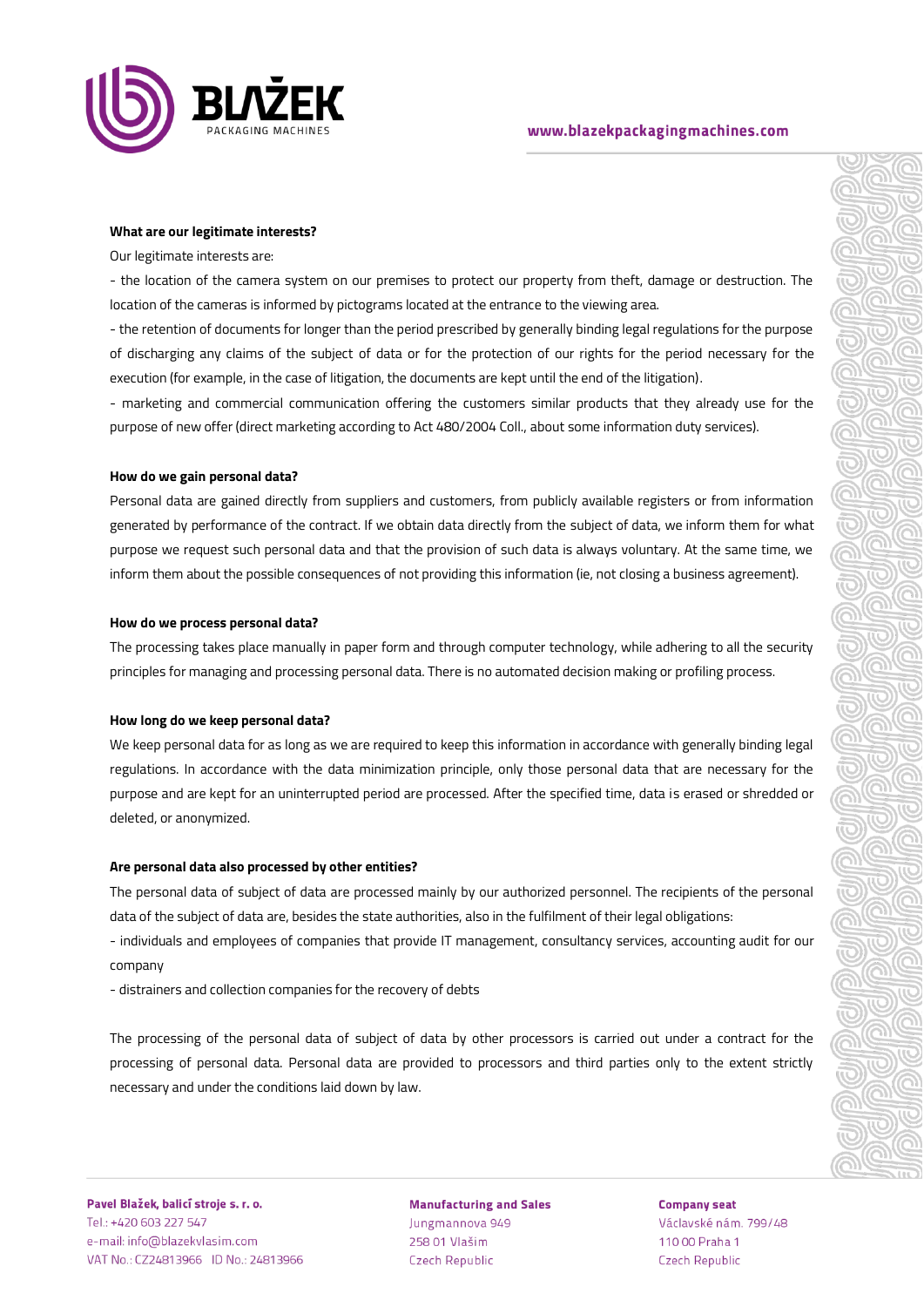**What are our legitimate interests?**

Our legitimate interests are:

- the location of the camera system on our premises to protect our property from theft, damage or destruction. The location of the cameras is informed by pictograms located at the entrance to the viewing area.
- the retention of documents for longer than the period prescribed by generally binding legal regulations for the purpose of discharging any claims of the subject of data or for the protection of our rights for the period necessary for the execution (for example, in the case of litigation, the documents are kept until the end of the litigation).
- marketing and commercial communication offering the customers similar products that they already use for the purpose of new offer (direct marketing according to Act 480/2004 Coll., about some information duty services).

**How do we gain personal data?**

Personal data are gained directly from suppliers and customers, from publicly available registers or from information generated by performance of the contract. If we obtain data directly from the subject of data, we inform them for what purpose we request such personal data and that the provision of such data is always voluntary. At the same time, we inform them about the possible consequences of not providing this information (ie, not closing a business agreement).

**How do we process personal data?**

The processing takes place manually in paper form and through computer technology, while adhering to all the security principles for managing and processing personal data. There is no automated decision making or profiling process.

**How long do we keep personal data?**

We keep personal data for as long as we are required to keep this information in accordance with generally binding legal regulations. In accordance with the data minimization principle, only those personal data that are necessary for the purpose and are kept for an uninterrupted period are processed. After the specified time, data is erased or shredded or deleted, or anonymized.

**Are personal data also processed by other entities?**

The personal data of subject of data are processed mainly by our authorized personnel. The recipients of the personal data of the subject of data are, besides the state authorities, also in the fulfilment of their legal obligations:

- individuals and employees of companies that provide IT management, consultancy services, accounting audit for our company
- distrainers and collection companies for the recovery of debts

The processing of the personal data of subject of data by other processors is carried out under a contract for the processing of personal data. Personal data are provided to processors and third parties only to the extent strictly necessary and under the conditions laid down by law.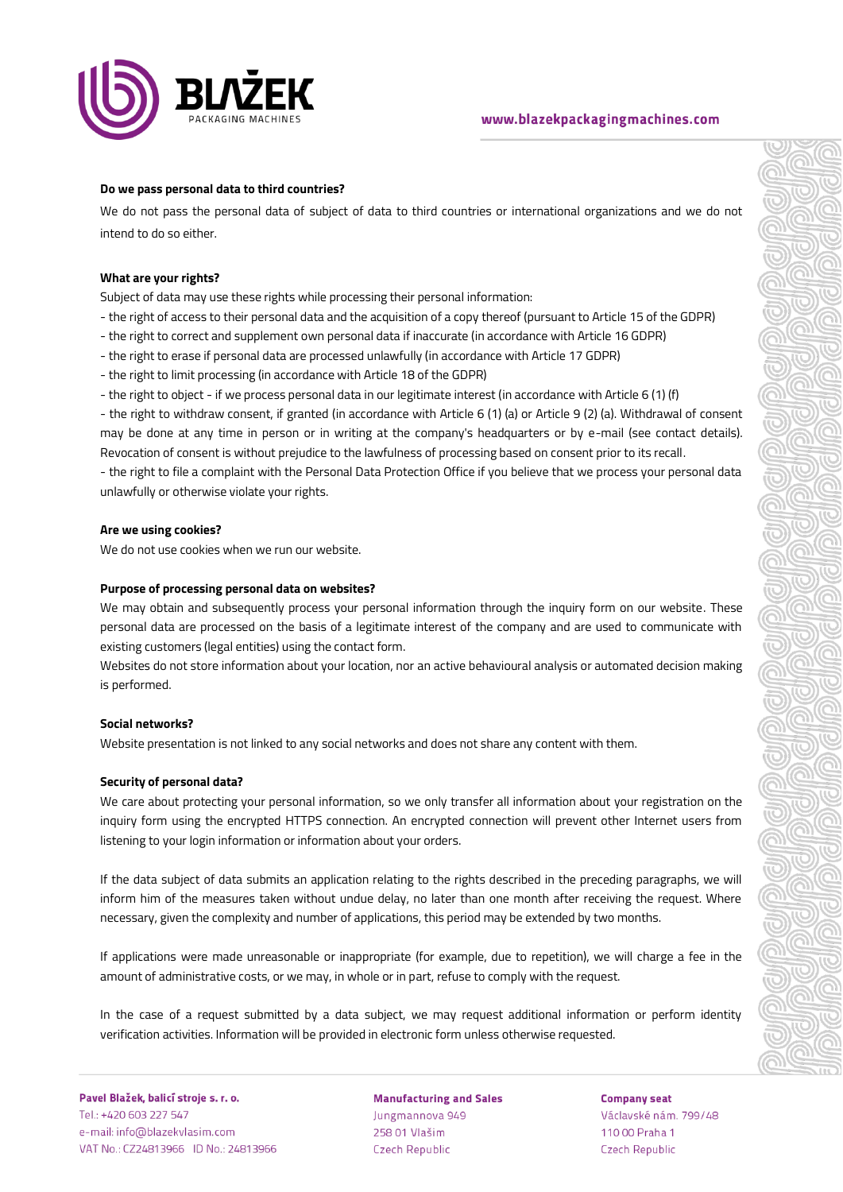**Do we pass personal data to third countries?**

We do not pass the personal data of subject of data to third countries or international organizations and we do not intend to do so either.

**What are your rights?**

Subject of data may use these rights while processing their personal information:

- the right of access to their personal data and the acquisition of a copy thereof (pursuant to Article 15 of the GDPR)
- the right to correct and supplement own personal data if inaccurate (in accordance with Article 16 GDPR)
- the right to erase if personal data are processed unlawfully (in accordance with Article 17 GDPR)
- the right to limit processing (in accordance with Article 18 of the GDPR)
- the right to object - if we process personal data in our legitimate interest (in accordance with Article 6 (1) (f)
- the right to withdraw consent, if granted (in accordance with Article 6 (1) (a) or Article 9 (2) (a). Withdrawal of consent may be done at any time in person or in writing at the company's headquarters or by e-mail (see contact details). Revocation of consent is without prejudice to the lawfulness of processing based on consent prior to its recall.
- the right to file a complaint with the Personal Data Protection Office if you believe that we process your personal data unlawfully or otherwise violate your rights.

**Are we using cookies?**

We do not use cookies when we run our website.

**Purpose of processing personal data on websites?**

We may obtain and subsequently process your personal information through the inquiry form on our website. These personal data are processed on the basis of a legitimate interest of the company and are used to communicate with existing customers (legal entities) using the contact form.

Websites do not store information about your location, nor an active behavioural analysis or automated decision making is performed.

**Social networks?**

Website presentation is not linked to any social networks and does not share any content with them.

**Security of personal data?**

We care about protecting your personal information, so we only transfer all information about your registration on the inquiry form using the encrypted HTTPS connection. An encrypted connection will prevent other Internet users from listening to your login information or information about your orders.

If the data subject of data submits an application relating to the rights described in the preceding paragraphs, we will inform him of the measures taken without undue delay, no later than one month after receiving the request. Where necessary, given the complexity and number of applications, this period may be extended by two months.

If applications were made unreasonable or inappropriate (for example, due to repetition), we will charge a fee in the amount of administrative costs, or we may, in whole or in part, refuse to comply with the request.

In the case of a request submitted by a data subject, we may request additional information or perform identity verification activities. Information will be provided in electronic form unless otherwise requested.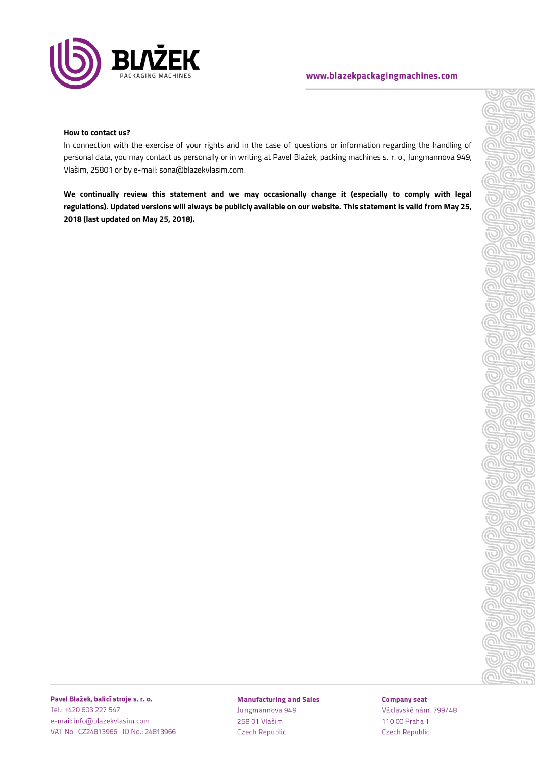**How to contact us?**

In connection with the exercise of your rights and in the case of questions or information regarding the handling of personal data, you may contact us personally or in writing at Pavel Blažek, packing machines s. r. o., Jungmannova 949, Vlašim, 25801 or by e-mail: sona@blazekvlasim.com.

**We continually review this statement and we may occasionally change it (especially to comply with legal regulations). Updated versions will always be publicly available on our website. This statement is valid from May 25, 2018 (last updated on May 25, 2018).**